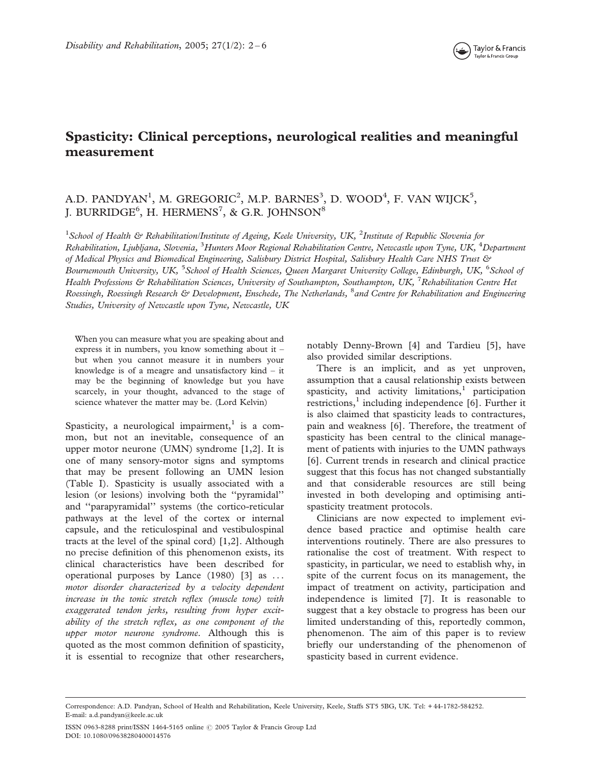# Spasticity: Clinical perceptions, neurological realities and meaningful measurement

A.D. PANDYAN[1], M. GREGORIC[2], M.P. BARNES[3], D. WOOD[4], F. VAN WIJCK[5], J. BURRIDGE[6], H. HERMENS[7], & G.R. JOHNSON[8]

[1]*School of Health & Rehabilitation/Institute of Ageing, Keele University, UK,* [2]*Institute of Republic Slovenia for Rehabilitation, Ljubljana, Slovenia,* [3]*Hunters Moor Regional Rehabilitation Centre, Newcastle upon Tyne, UK,* [4]*Department of Medical Physics and Biomedical Engineering, Salisbury District Hospital, Salisbury Health Care NHS Trust & Bournemouth University, UK,* [5]*School of Health Sciences, Queen Margaret University College, Edinburgh, UK,* [6]*School of Health Professions & Rehabilitation Sciences, University of Southampton, Southampton, UK,* [7]*Rehabilitation Centre Het Roessingh, Roessingh Research & Development, Enschede, The Netherlands,* [8]*and Centre for Rehabilitation and Engineering Studies, University of Newcastle upon Tyne, Newcastle, UK*

> When you can measure what you are speaking about and express it in numbers, you know something about it – but when you cannot measure it in numbers your knowledge is of a meagre and unsatisfactory kind – it may be the beginning of knowledge but you have scarcely, in your thought, advanced to the stage of science whatever the matter may be. (Lord Kelvin)

Spasticity, a neurological impairment,[1] is a common, but not an inevitable, consequence of an upper motor neurone (UMN) syndrome [1,2]. It is one of many sensory-motor signs and symptoms that may be present following an UMN lesion (Table I). Spasticity is usually associated with a lesion (or lesions) involving both the ''pyramidal'' and ''parapyramidal'' systems (the cortico-reticular pathways at the level of the cortex or internal capsule, and the reticulospinal and vestibulospinal tracts at the level of the spinal cord) [1,2]. Although no precise definition of this phenomenon exists, its clinical characteristics have been described for operational purposes by Lance (1980) [3] as ... *motor disorder characterized by a velocity dependent increase in the tonic stretch reflex (muscle tone) with exaggerated tendon jerks, resulting from hyper excitability of the stretch reflex, as one component of the upper motor neurone syndrome*. Although this is quoted as the most common definition of spasticity, it is essential to recognize that other researchers, notably Denny-Brown [4] and Tardieu [5], have also provided similar descriptions.

There is an implicit, and as yet unproven, assumption that a causal relationship exists between spasticity, and activity limitations,[1] participation restrictions,[1] including independence [6]. Further it is also claimed that spasticity leads to contractures, pain and weakness [6]. Therefore, the treatment of spasticity has been central to the clinical management of patients with injuries to the UMN pathways [6]. Current trends in research and clinical practice suggest that this focus has not changed substantially and that considerable resources are still being invested in both developing and optimising anti-spasticity treatment protocols.

Clinicians are now expected to implement evidence based practice and optimise health care interventions routinely. There are also pressures to rationalise the cost of treatment. With respect to spasticity, in particular, we need to establish why, in spite of the current focus on its management, the impact of treatment on activity, participation and independence is limited [7]. It is reasonable to suggest that a key obstacle to progress has been our limited understanding of this, reportedly common, phenomenon. The aim of this paper is to review briefly our understanding of the phenomenon of spasticity based in current evidence.

Correspondence: A.D. Pandyan, School of Health and Rehabilitation, Keele University, Keele, Staffs ST5 5BG, UK. Tel: +44-1782-584252. E-mail: a.d.pandyan@keele.ac.uk

ISSN 0963-8288 print/ISSN 1464-5165 online © 2005 Taylor & Francis Group Ltd
DOI: 10.1080/09638280400014576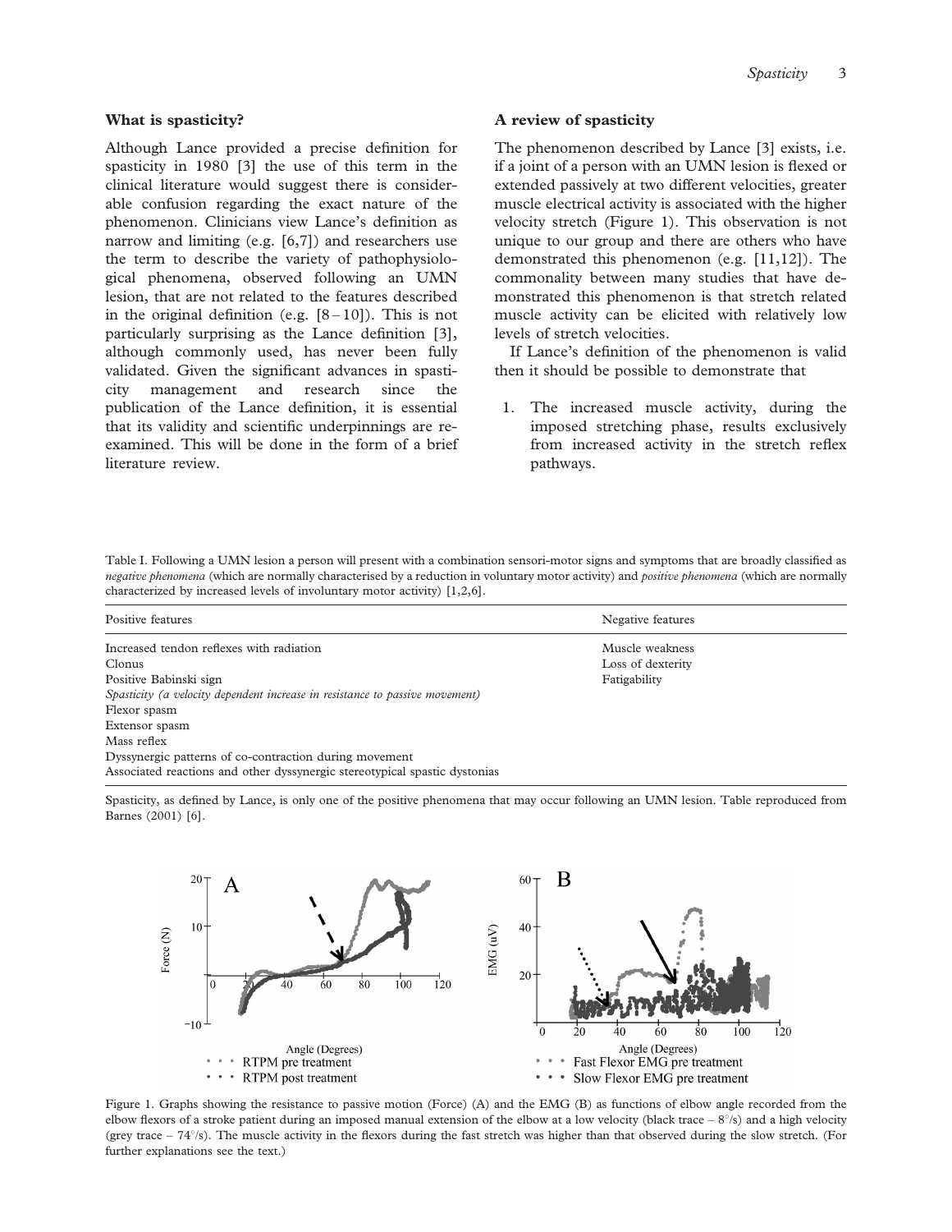## What is spasticity?

Although Lance provided a precise definition for spasticity in 1980 [3] the use of this term in the clinical literature would suggest there is considerable confusion regarding the exact nature of the phenomenon. Clinicians view Lance's definition as narrow and limiting (e.g. [6,7]) and researchers use the term to describe the variety of pathophysiological phenomena, observed following an UMN lesion, that are not related to the features described in the original definition (e.g. [8–10]). This is not particularly surprising as the Lance definition [3], although commonly used, has never been fully validated. Given the significant advances in spasticity management and research since the publication of the Lance definition, it is essential that its validity and scientific underpinnings are re-examined. This will be done in the form of a brief literature review.

## A review of spasticity

The phenomenon described by Lance [3] exists, i.e. if a joint of a person with an UMN lesion is flexed or extended passively at two different velocities, greater muscle electrical activity is associated with the higher velocity stretch (Figure 1). This observation is not unique to our group and there are others who have demonstrated this phenomenon (e.g. [11,12]). The commonality between many studies that have demonstrated this phenomenon is that stretch related muscle activity can be elicited with relatively low levels of stretch velocities.

If Lance's definition of the phenomenon is valid then it should be possible to demonstrate that

1. The increased muscle activity, during the imposed stretching phase, results exclusively from increased activity in the stretch reflex pathways.

Table I. Following a UMN lesion a person will present with a combination sensori-motor signs and symptoms that are broadly classified as *negative phenomena* (which are normally characterised by a reduction in voluntary motor activity) and *positive phenomena* (which are normally characterized by increased levels of involuntary motor activity) [1,2,6].

| Positive features | Negative features |
|---|---|
| Increased tendon reflexes with radiation | Muscle weakness |
| Clonus | Loss of dexterity |
| Positive Babinski sign | Fatigability |
| *Spasticity (a velocity dependent increase in resistance to passive movement)* | |
| Flexor spasm | |
| Extensor spasm | |
| Mass reflex | |
| Dyssynergic patterns of co-contraction during movement | |
| Associated reactions and other dyssynergic stereotypical spastic dystonias | |

Spasticity, as defined by Lance, is only one of the positive phenomena that may occur following an UMN lesion. Table reproduced from Barnes (2001) [6].

Figure 1. Graphs showing the resistance to passive motion (Force) (A) and the EMG (B) as functions of elbow angle recorded from the elbow flexors of a stroke patient during an imposed manual extension of the elbow at a low velocity (black trace – 8°/s) and a high velocity (grey trace – 74°/s). The muscle activity in the flexors during the fast stretch was higher than that observed during the slow stretch. (For further explanations see the text.)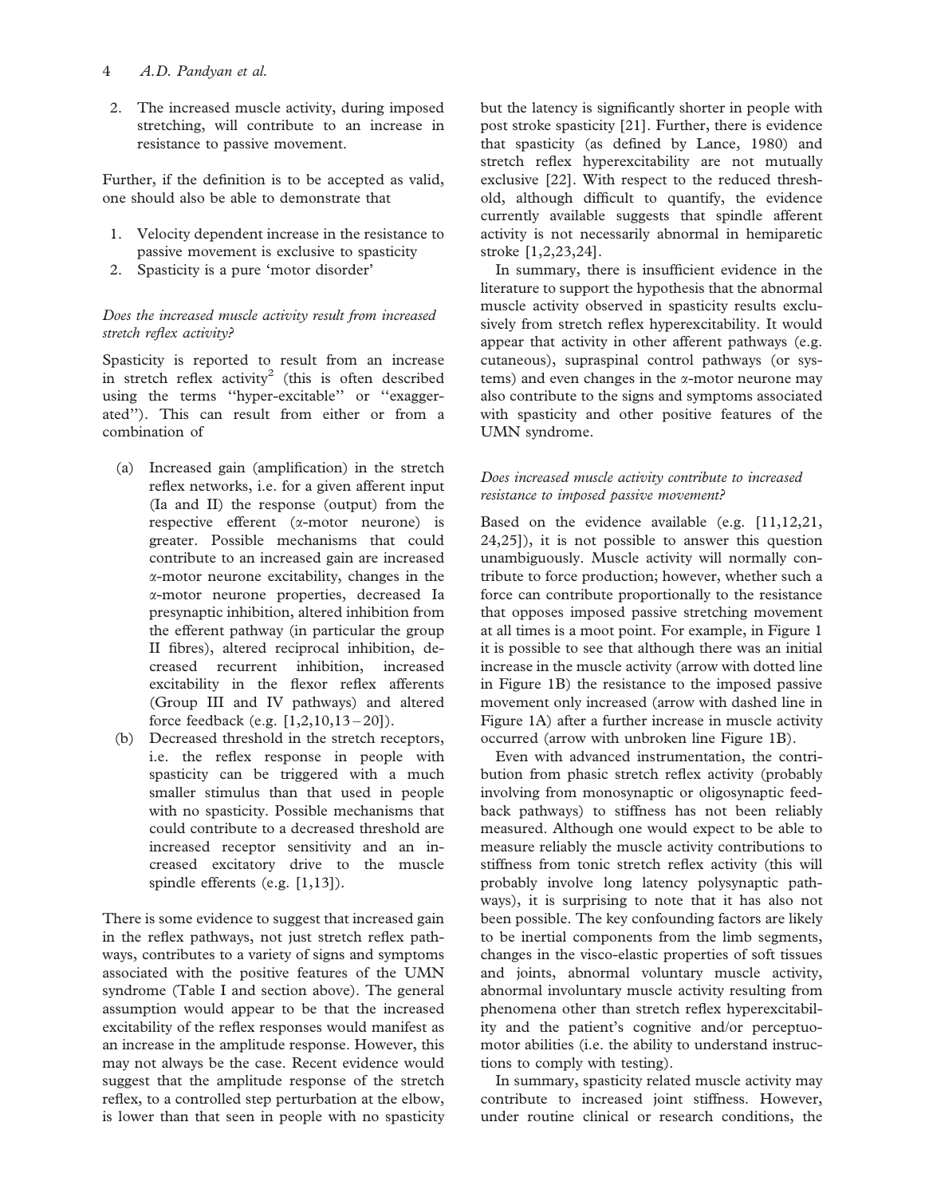2. The increased muscle activity, during imposed stretching, will contribute to an increase in resistance to passive movement.

Further, if the definition is to be accepted as valid, one should also be able to demonstrate that

1. Velocity dependent increase in the resistance to passive movement is exclusive to spasticity
2. Spasticity is a pure 'motor disorder'

*Does the increased muscle activity result from increased stretch reflex activity?*

Spasticity is reported to result from an increase in stretch reflex activity[2] (this is often described using the terms "hyper-excitable" or "exaggerated"). This can result from either or from a combination of

(a) Increased gain (amplification) in the stretch reflex networks, i.e. for a given afferent input (Ia and II) the response (output) from the respective efferent ($\alpha$-motor neurone) is greater. Possible mechanisms that could contribute to an increased gain are increased $\alpha$-motor neurone excitability, changes in the $\alpha$-motor neurone properties, decreased Ia presynaptic inhibition, altered inhibition from the efferent pathway (in particular the group II fibres), altered reciprocal inhibition, decreased recurrent inhibition, increased excitability in the flexor reflex afferents (Group III and IV pathways) and altered force feedback (e.g. [1,2,10,13–20]).

(b) Decreased threshold in the stretch receptors, i.e. the reflex response in people with spasticity can be triggered with a much smaller stimulus than that used in people with no spasticity. Possible mechanisms that could contribute to a decreased threshold are increased receptor sensitivity and an increased excitatory drive to the muscle spindle efferents (e.g. [1,13]).

There is some evidence to suggest that increased gain in the reflex pathways, not just stretch reflex pathways, contributes to a variety of signs and symptoms associated with the positive features of the UMN syndrome (Table I and section above). The general assumption would appear to be that the increased excitability of the reflex responses would manifest as an increase in the amplitude response. However, this may not always be the case. Recent evidence would suggest that the amplitude response of the stretch reflex, to a controlled step perturbation at the elbow, is lower than that seen in people with no spasticity but the latency is significantly shorter in people with post stroke spasticity [21]. Further, there is evidence that spasticity (as defined by Lance, 1980) and stretch reflex hyperexcitability are not mutually exclusive [22]. With respect to the reduced threshold, although difficult to quantify, the evidence currently available suggests that spindle afferent activity is not necessarily abnormal in hemiparetic stroke [1,2,23,24].

In summary, there is insufficient evidence in the literature to support the hypothesis that the abnormal muscle activity observed in spasticity results exclusively from stretch reflex hyperexcitability. It would appear that activity in other afferent pathways (e.g. cutaneous), supraspinal control pathways (or systems) and even changes in the $\alpha$-motor neurone may also contribute to the signs and symptoms associated with spasticity and other positive features of the UMN syndrome.

*Does increased muscle activity contribute to increased resistance to imposed passive movement?*

Based on the evidence available (e.g. [11,12,21, 24,25]), it is not possible to answer this question unambiguously. Muscle activity will normally contribute to force production; however, whether such a force can contribute proportionally to the resistance that opposes imposed passive stretching movement at all times is a moot point. For example, in Figure 1 it is possible to see that although there was an initial increase in the muscle activity (arrow with dotted line in Figure 1B) the resistance to the imposed passive movement only increased (arrow with dashed line in Figure 1A) after a further increase in muscle activity occurred (arrow with unbroken line Figure 1B).

Even with advanced instrumentation, the contribution from phasic stretch reflex activity (probably involving from monosynaptic or oligosynaptic feedback pathways) to stiffness has not been reliably measured. Although one would expect to be able to measure reliably the muscle activity contributions to stiffness from tonic stretch reflex activity (this will probably involve long latency polysynaptic pathways), it is surprising to note that it has also not been possible. The key confounding factors are likely to be inertial components from the limb segments, changes in the visco-elastic properties of soft tissues and joints, abnormal voluntary muscle activity, abnormal involuntary muscle activity resulting from phenomena other than stretch reflex hyperexcitability and the patient's cognitive and/or perceptuomotor abilities (i.e. the ability to understand instructions to comply with testing).

In summary, spasticity related muscle activity may contribute to increased joint stiffness. However, under routine clinical or research conditions, the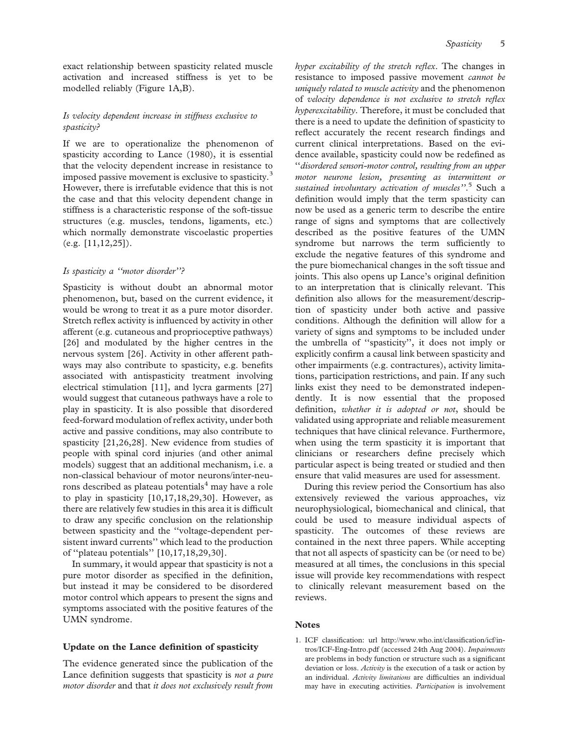exact relationship between spasticity related muscle activation and increased stiffness is yet to be modelled reliably (Figure 1A,B).

### *Is velocity dependent increase in stiffness exclusive to spasticity?*

If we are to operationalize the phenomenon of spasticity according to Lance (1980), it is essential that the velocity dependent increase in resistance to imposed passive movement is exclusive to spasticity.[3] However, there is irrefutable evidence that this is not the case and that this velocity dependent change in stiffness is a characteristic response of the soft-tissue structures (e.g. muscles, tendons, ligaments, etc.) which normally demonstrate viscoelastic properties (e.g. [11,12,25]).

### *Is spasticity a "motor disorder"?*

Spasticity is without doubt an abnormal motor phenomenon, but, based on the current evidence, it would be wrong to treat it as a pure motor disorder. Stretch reflex activity is influenced by activity in other afferent (e.g. cutaneous and proprioceptive pathways) [26] and modulated by the higher centres in the nervous system [26]. Activity in other afferent pathways may also contribute to spasticity, e.g. benefits associated with antispasticity treatment involving electrical stimulation [11], and lycra garments [27] would suggest that cutaneous pathways have a role to play in spasticity. It is also possible that disordered feed-forward modulation of reflex activity, under both active and passive conditions, may also contribute to spasticity [21,26,28]. New evidence from studies of people with spinal cord injuries (and other animal models) suggest that an additional mechanism, i.e. a non-classical behaviour of motor neurons/inter-neurons described as plateau potentials[4] may have a role to play in spasticity [10,17,18,29,30]. However, as there are relatively few studies in this area it is difficult to draw any specific conclusion on the relationship between spasticity and the "voltage-dependent persistent inward currents" which lead to the production of "plateau potentials" [10,17,18,29,30].

In summary, it would appear that spasticity is not a pure motor disorder as specified in the definition, but instead it may be considered to be disordered motor control which appears to present the signs and symptoms associated with the positive features of the UMN syndrome.

## Update on the Lance definition of spasticity

The evidence generated since the publication of the Lance definition suggests that spasticity is *not a pure motor disorder* and that *it does not exclusively result from hyper excitability of the stretch reflex*. The changes in resistance to imposed passive movement *cannot be uniquely related to muscle activity* and the phenomenon of *velocity dependence is not exclusive to stretch reflex hyperexcitability*. Therefore, it must be concluded that there is a need to update the definition of spasticity to reflect accurately the recent research findings and current clinical interpretations. Based on the evidence available, spasticity could now be redefined as "*disordered sensori-motor control, resulting from an upper motor neurone lesion, presenting as intermittent or sustained involuntary activation of muscles*".[5] Such a definition would imply that the term spasticity can now be used as a generic term to describe the entire range of signs and symptoms that are collectively described as the positive features of the UMN syndrome but narrows the term sufficiently to exclude the negative features of this syndrome and the pure biomechanical changes in the soft tissue and joints. This also opens up Lance's original definition to an interpretation that is clinically relevant. This definition also allows for the measurement/description of spasticity under both active and passive conditions. Although the definition will allow for a variety of signs and symptoms to be included under the umbrella of "spasticity", it does not imply or explicitly confirm a causal link between spasticity and other impairments (e.g. contractures), activity limitations, participation restrictions, and pain. If any such links exist they need to be demonstrated independently. It is now essential that the proposed definition, *whether it is adopted or not*, should be validated using appropriate and reliable measurement techniques that have clinical relevance. Furthermore, when using the term spasticity it is important that clinicians or researchers define precisely which particular aspect is being treated or studied and then ensure that valid measures are used for assessment.

During this review period the Consortium has also extensively reviewed the various approaches, viz neurophysiological, biomechanical and clinical, that could be used to measure individual aspects of spasticity. The outcomes of these reviews are contained in the next three papers. While accepting that not all aspects of spasticity can be (or need to be) measured at all times, the conclusions in this special issue will provide key recommendations with respect to clinically relevant measurement based on the reviews.

## Notes

1. ICF classification: url http://www.who.int/classification/icf/intros/ICF-Eng-Intro.pdf (accessed 24th Aug 2004). *Impairments* are problems in body function or structure such as a significant deviation or loss. *Activity* is the execution of a task or action by an individual. *Activity limitations* are difficulties an individual may have in executing activities. *Participation* is involvement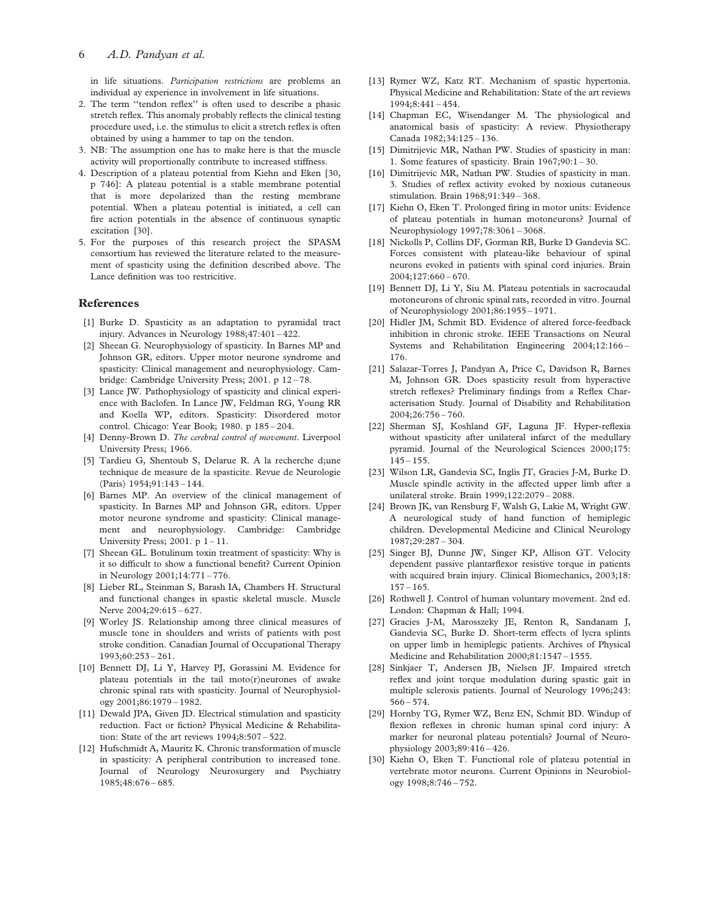in life situations. *Participation restrictions* are problems an individual ay experience in involvement in life situations.

2. The term ''tendon reflex'' is often used to describe a phasic stretch reflex. This anomaly probably reflects the clinical testing procedure used, i.e. the stimulus to elicit a stretch reflex is often obtained by using a hammer to tap on the tendon.
3. NB: The assumption one has to make here is that the muscle activity will proportionally contribute to increased stiffness.
4. Description of a plateau potential from Kiehn and Eken [30, p 746]: A plateau potential is a stable membrane potential that is more depolarized than the resting membrane potential. When a plateau potential is initiated, a cell can fire action potentials in the absence of continuous synaptic excitation [30].
5. For the purposes of this research project the SPASM consortium has reviewed the literature related to the measurement of spasticity using the definition described above. The Lance definition was too restricitive.

## References

[1] Burke D. Spasticity as an adaptation to pyramidal tract injury. Advances in Neurology 1988;47:401 – 422.

[2] Sheean G. Neurophysiology of spasticity. In Barnes MP and Johnson GR, editors. Upper motor neurone syndrome and spasticity: Clinical management and neurophysiology. Cambridge: Cambridge University Press; 2001. p 12 – 78.

[3] Lance JW. Pathophysiology of spasticity and clinical experience with Baclofen. In Lance JW, Feldman RG, Young RR and Koella WP, editors. Spasticity: Disordered motor control. Chicago: Year Book; 1980. p 185 – 204.

[4] Denny-Brown D. *The cerebral control of movement*. Liverpool University Press; 1966.

[5] Tardieu G, Shentoub S, Delarue R. A la recherche d;une technique de measure de la spasticite. Revue de Neurologie (Paris) 1954;91:143 – 144.

[6] Barnes MP. An overview of the clinical management of spasticity. In Barnes MP and Johnson GR, editors. Upper motor neurone syndrome and spasticity: Clinical management and neurophysiology. Cambridge: Cambridge University Press; 2001. p 1 – 11.

[7] Sheean GL. Botulinum toxin treatment of spasticity: Why is it so difficult to show a functional benefit? Current Opinion in Neurology 2001;14:771 – 776.

[8] Lieber RL, Steinman S, Barash IA, Chambers H. Structural and functional changes in spastic skeletal muscle. Muscle Nerve 2004;29:615 – 627.

[9] Worley JS. Relationship among three clinical measures of muscle tone in shoulders and wrists of patients with post stroke condition. Canadian Journal of Occupational Therapy 1993;60:253 – 261.

[10] Bennett DJ, Li Y, Harvey PJ, Gorassini M. Evidence for plateau potentials in the tail moto(r)neurones of awake chronic spinal rats with spasticity. Journal of Neurophysiology 2001;86:1979 – 1982.

[11] Dewald JPA, Given JD. Electrical stimulation and spasticity reduction. Fact or fiction? Physical Medicine & Rehabilitation: State of the art reviews 1994;8:507 – 522.

[12] Hufschmidt A, Mauritz K. Chronic transformation of muscle in spasticity: A peripheral contribution to increased tone. Journal of Neurology Neurosurgery and Psychiatry 1985;48:676 – 685.

[13] Rymer WZ, Katz RT. Mechanism of spastic hypertonia. Physical Medicine and Rehabilitation: State of the art reviews 1994;8:441 – 454.

[14] Chapman EC, Wisendanger M. The physiological and anatomical basis of spasticity: A review. Physiotherapy Canada 1982;34:125 – 136.

[15] Dimitrijevic MR, Nathan PW. Studies of spasticity in man: 1. Some features of spasticity. Brain 1967;90:1 – 30.

[16] Dimitrijevic MR, Nathan PW. Studies of spasticity in man. 3. Studies of reflex activity evoked by noxious cutaneous stimulation. Brain 1968;91:349 – 368.

[17] Kiehn O, Eken T. Prolonged firing in motor units: Evidence of plateau potentials in human motoneurons? Journal of Neurophysiology 1997;78:3061 – 3068.

[18] Nickolls P, Collins DF, Gorman RB, Burke D Gandevia SC. Forces consistent with plateau-like behaviour of spinal neurons evoked in patients with spinal cord injuries. Brain 2004;127:660 – 670.

[19] Bennett DJ, Li Y, Siu M. Plateau potentials in sacrocaudal motoneurons of chronic spinal rats, recorded in vitro. Journal of Neurophysiology 2001;86:1955 – 1971.

[20] Hidler JM, Schmit BD. Evidence of altered force-feedback inhibition in chronic stroke. IEEE Transactions on Neural Systems and Rehabilitation Engineering 2004;12:166 – 176.

[21] Salazar-Torres J, Pandyan A, Price C, Davidson R, Barnes M, Johnson GR. Does spasticity result from hyperactive stretch reflexes? Preliminary findings from a Reflex Characterisation Study. Journal of Disability and Rehabilitation 2004;26:756 – 760.

[22] Sherman SJ, Koshland GF, Laguna JF. Hyper-reflexia without spasticity after unilateral infarct of the medullary pyramid. Journal of the Neurological Sciences 2000;175: 145 – 155.

[23] Wilson LR, Gandevia SC, Inglis JT, Gracies J-M, Burke D. Muscle spindle activity in the affected upper limb after a unilateral stroke. Brain 1999;122:2079 – 2088.

[24] Brown JK, van Rensburg F, Walsh G, Lakie M, Wright GW. A neurological study of hand function of hemiplegic children. Developmental Medicine and Clinical Neurology 1987;29:287 – 304.

[25] Singer BJ, Dunne JW, Singer KP, Allison GT. Velocity dependent passive plantarflexor resistive torque in patients with acquired brain injury. Clinical Biomechanics, 2003;18: 157 – 165.

[26] Rothwell J. Control of human voluntary movement. 2nd ed. London: Chapman & Hall; 1994.

[27] Gracies J-M, Marosszeky JE, Renton R, Sandanam J, Gandevia SC, Burke D. Short-term effects of lycra splints on upper limb in hemiplegic patients. Archives of Physical Medicine and Rehabilitation 2000;81:1547 – 1555.

[28] Sinkjaer T, Andersen JB, Nielsen JF. Impaired stretch reflex and joint torque modulation during spastic gait in multiple sclerosis patients. Journal of Neurology 1996;243: 566 – 574.

[29] Hornby TG, Rymer WZ, Benz EN, Schmit BD. Windup of flexion reflexes in chronic human spinal cord injury: A marker for neuronal plateau potentials? Journal of Neurophysiology 2003;89:416 – 426.

[30] Kiehn O, Eken T. Functional role of plateau potential in vertebrate motor neurons. Current Opinions in Neurobiology 1998;8:746 – 752.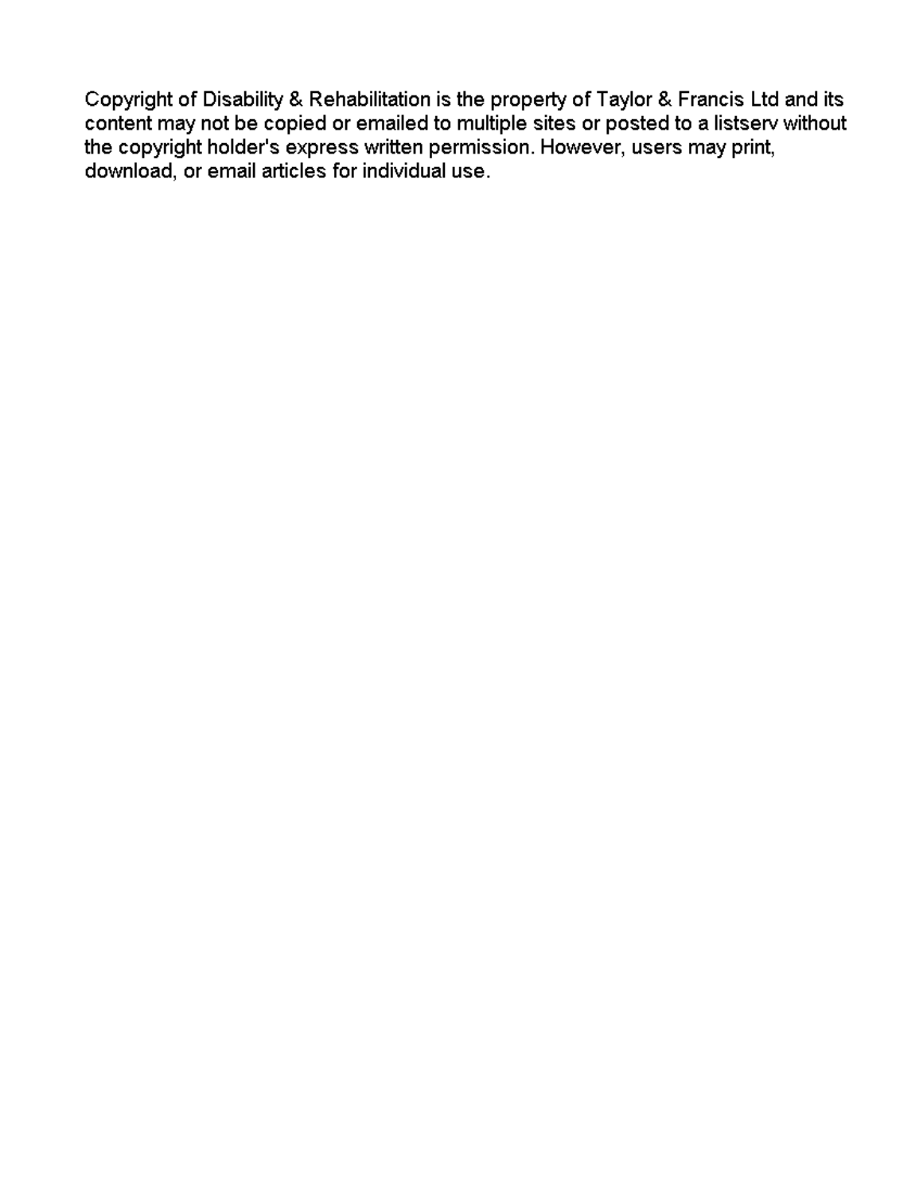Copyright of Disability & Rehabilitation is the property of Taylor & Francis Ltd and its content may not be copied or emailed to multiple sites or posted to a listserv without the copyright holder's express written permission. However, users may print, download, or email articles for individual use.